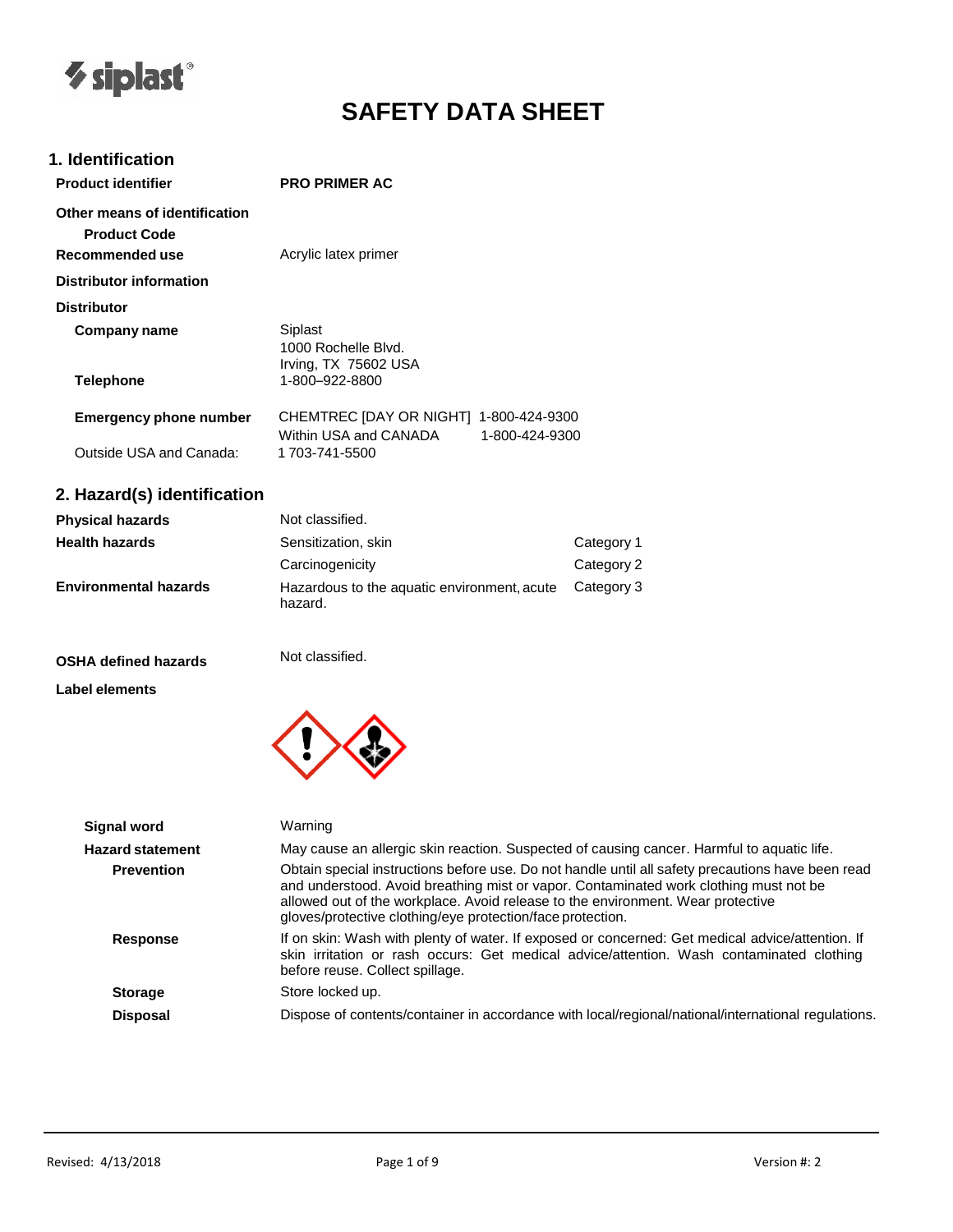# SAFETY DATA SHEET

## 1. Identification

**Product identifier** **PRO PRIMER AC**

**Other means of identification**

**Product Code**

**Recommended use** Acrylic latex primer

**Distributor information**

**Distributor**

**Company name** Siplast
1000 Rochelle Blvd.
Irving, TX 75602 USA

**Telephone** 1-800–922-8800

**Emergency phone number** CHEMTREC [DAY OR NIGHT] 1-800-424-9300
Within USA and CANADA 1-800-424-9300

Outside USA and Canada: 1 703-741-5500

## 2. Hazard(s) identification

| | | |
|---|---|---|
| **Physical hazards** | Not classified. | |
| **Health hazards** | Sensitization, skin | Category 1 |
| | Carcinogenicity | Category 2 |
| **Environmental hazards** | Hazardous to the aquatic environment, acute hazard. | Category 3 |

**OSHA defined hazards** Not classified.

**Label elements**

**Signal word** Warning

**Hazard statement** May cause an allergic skin reaction. Suspected of causing cancer. Harmful to aquatic life.

**Prevention** Obtain special instructions before use. Do not handle until all safety precautions have been read and understood. Avoid breathing mist or vapor. Contaminated work clothing must not be allowed out of the workplace. Avoid release to the environment. Wear protective gloves/protective clothing/eye protection/face protection.

**Response** If on skin: Wash with plenty of water. If exposed or concerned: Get medical advice/attention. If skin irritation or rash occurs: Get medical advice/attention. Wash contaminated clothing before reuse. Collect spillage.

**Storage** Store locked up.

**Disposal** Dispose of contents/container in accordance with local/regional/national/international regulations.

Revised: 4/13/2018 Version #: 2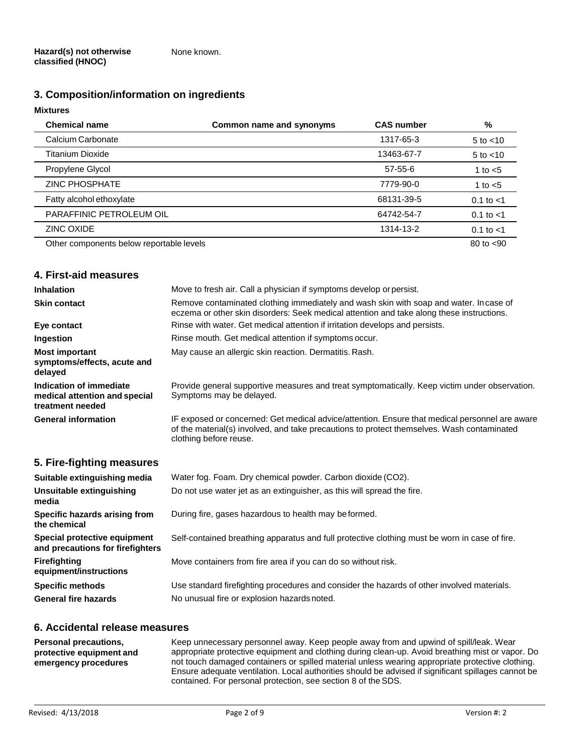**Hazard(s) not otherwise classified (HNOC)** None known.

## 3. Composition/information on ingredients

**Mixtures**

| Chemical name | Common name and synonyms | CAS number | % |
|---|---|---|---|
| Calcium Carbonate | | 1317-65-3 | 5 to <10 |
| Titanium Dioxide | | 13463-67-7 | 5 to <10 |
| Propylene Glycol | | 57-55-6 | 1 to <5 |
| ZINC PHOSPHATE | | 7779-90-0 | 1 to <5 |
| Fatty alcohol ethoxylate | | 68131-39-5 | 0.1 to <1 |
| PARAFFINIC PETROLEUM OIL | | 64742-54-7 | 0.1 to <1 |
| ZINC OXIDE | | 1314-13-2 | 0.1 to <1 |
| Other components below reportable levels | | | 80 to <90 |

## 4. First-aid measures

**Inhalation** Move to fresh air. Call a physician if symptoms develop or persist.

**Skin contact** Remove contaminated clothing immediately and wash skin with soap and water. In case of eczema or other skin disorders: Seek medical attention and take along these instructions.

**Eye contact** Rinse with water. Get medical attention if irritation develops and persists.

**Ingestion** Rinse mouth. Get medical attention if symptoms occur.

**Most important symptoms/effects, acute and delayed** May cause an allergic skin reaction. Dermatitis. Rash.

**Indication of immediate medical attention and special treatment needed** Provide general supportive measures and treat symptomatically. Keep victim under observation. Symptoms may be delayed.

**General information** IF exposed or concerned: Get medical advice/attention. Ensure that medical personnel are aware of the material(s) involved, and take precautions to protect themselves. Wash contaminated clothing before reuse.

## 5. Fire-fighting measures

**Suitable extinguishing media** Water fog. Foam. Dry chemical powder. Carbon dioxide ($CO_2$).

**Unsuitable extinguishing media** Do not use water jet as an extinguisher, as this will spread the fire.

**Specific hazards arising from the chemical** During fire, gases hazardous to health may be formed.

**Special protective equipment and precautions for firefighters** Self-contained breathing apparatus and full protective clothing must be worn in case of fire.

**Firefighting equipment/instructions** Move containers from fire area if you can do so without risk.

**Specific methods** Use standard firefighting procedures and consider the hazards of other involved materials.

**General fire hazards** No unusual fire or explosion hazards noted.

## 6. Accidental release measures

**Personal precautions, protective equipment and emergency procedures** Keep unnecessary personnel away. Keep people away from and upwind of spill/leak. Wear appropriate protective equipment and clothing during clean-up. Avoid breathing mist or vapor. Do not touch damaged containers or spilled material unless wearing appropriate protective clothing. Ensure adequate ventilation. Local authorities should be advised if significant spillages cannot be contained. For personal protection, see section 8 of the SDS.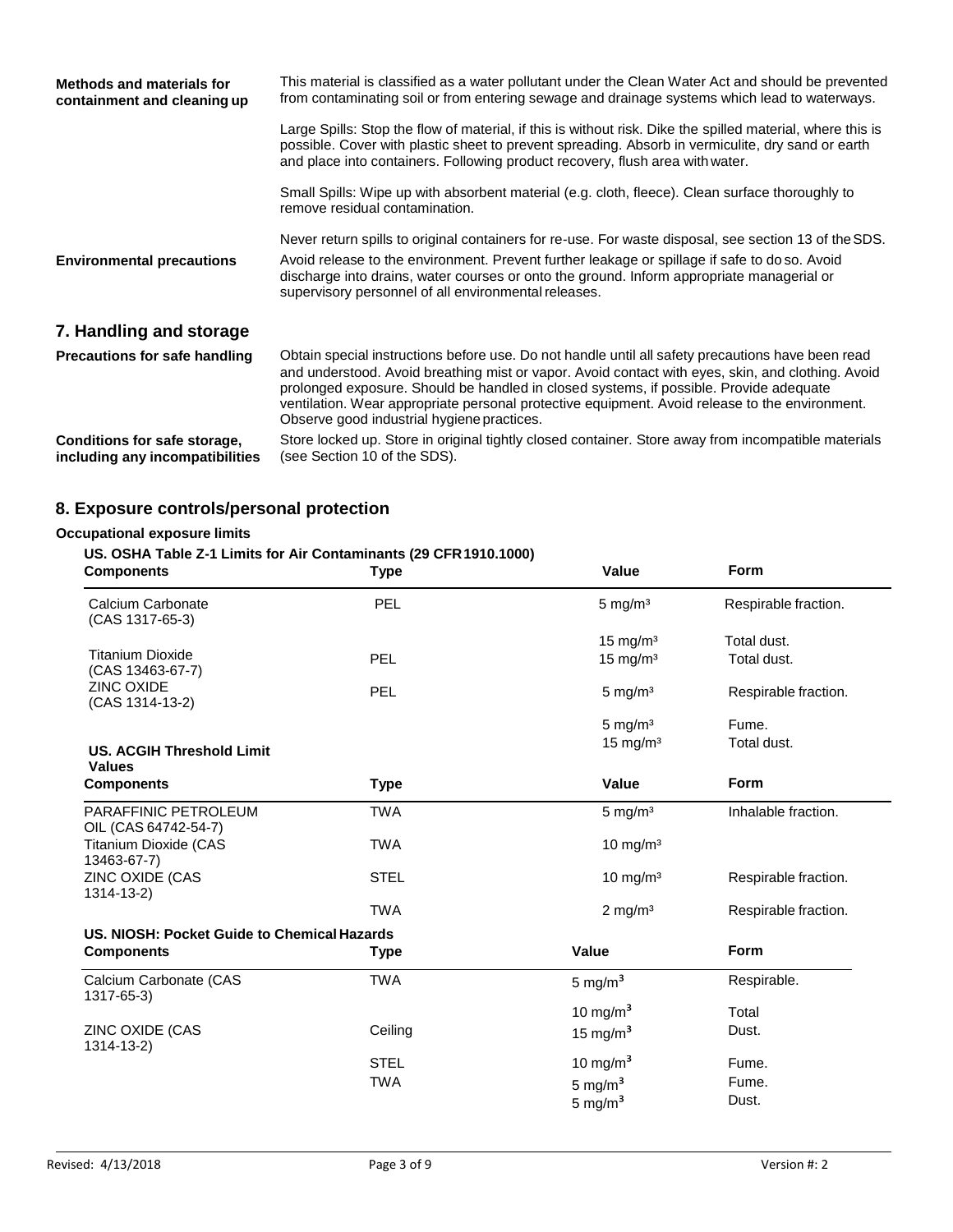| | |
|---|---|
| **Methods and materials for containment and cleaning up** | This material is classified as a water pollutant under the Clean Water Act and should be prevented from contaminating soil or from entering sewage and drainage systems which lead to waterways.<br><br>Large Spills: Stop the flow of material, if this is without risk. Dike the spilled material, where this is possible. Cover with plastic sheet to prevent spreading. Absorb in vermiculite, dry sand or earth and place into containers. Following product recovery, flush area with water.<br><br>Small Spills: Wipe up with absorbent material (e.g. cloth, fleece). Clean surface thoroughly to remove residual contamination.<br><br>Never return spills to original containers for re-use. For waste disposal, see section 13 of the SDS. |
| **Environmental precautions** | Avoid release to the environment. Prevent further leakage or spillage if safe to do so. Avoid discharge into drains, water courses or onto the ground. Inform appropriate managerial or supervisory personnel of all environmental releases. |

## 7. Handling and storage

| | |
|---|---|
| **Precautions for safe handling** | Obtain special instructions before use. Do not handle until all safety precautions have been read and understood. Avoid breathing mist or vapor. Avoid contact with eyes, skin, and clothing. Avoid prolonged exposure. Should be handled in closed systems, if possible. Provide adequate ventilation. Wear appropriate personal protective equipment. Avoid release to the environment. Observe good industrial hygiene practices. |
| **Conditions for safe storage, including any incompatibilities** | Store locked up. Store in original tightly closed container. Store away from incompatible materials (see Section 10 of the SDS). |

## 8. Exposure controls/personal protection

**Occupational exposure limits**

**US. OSHA Table Z-1 Limits for Air Contaminants (29 CFR 1910.1000)**

| Components | Type | Value | Form |
|---|---|---|---|
| Calcium Carbonate (CAS 1317-65-3) | PEL | 5 mg/m³ | Respirable fraction. |
| | | 15 mg/m³ | Total dust. |
| Titanium Dioxide (CAS 13463-67-7) | PEL | 15 mg/m³ | Total dust. |
| ZINC OXIDE (CAS 1314-13-2) | PEL | 5 mg/m³ | Respirable fraction. |
| | | 5 mg/m³ | Fume. |
| | | 15 mg/m³ | Total dust. |

**US. ACGIH Threshold Limit Values**

| Components | Type | Value | Form |
|---|---|---|---|
| PARAFFINIC PETROLEUM OIL (CAS 64742-54-7) | TWA | 5 mg/m³ | Inhalable fraction. |
| Titanium Dioxide (CAS 13463-67-7) | TWA | 10 mg/m³ | |
| ZINC OXIDE (CAS 1314-13-2) | STEL | 10 mg/m³ | Respirable fraction. |
| | TWA | 2 mg/m³ | Respirable fraction. |

**US. NIOSH: Pocket Guide to Chemical Hazards**

| Components | Type | Value | Form |
|---|---|---|---|
| Calcium Carbonate (CAS 1317-65-3) | TWA | 5 mg/m³ | Respirable. |
| | | 10 mg/m³ | Total |
| ZINC OXIDE (CAS 1314-13-2) | Ceiling | 15 mg/m³ | Dust. |
| | STEL | 10 mg/m³ | Fume. |
| | TWA | 5 mg/m³ | Fume. |
| | | 5 mg/m³ | Dust. |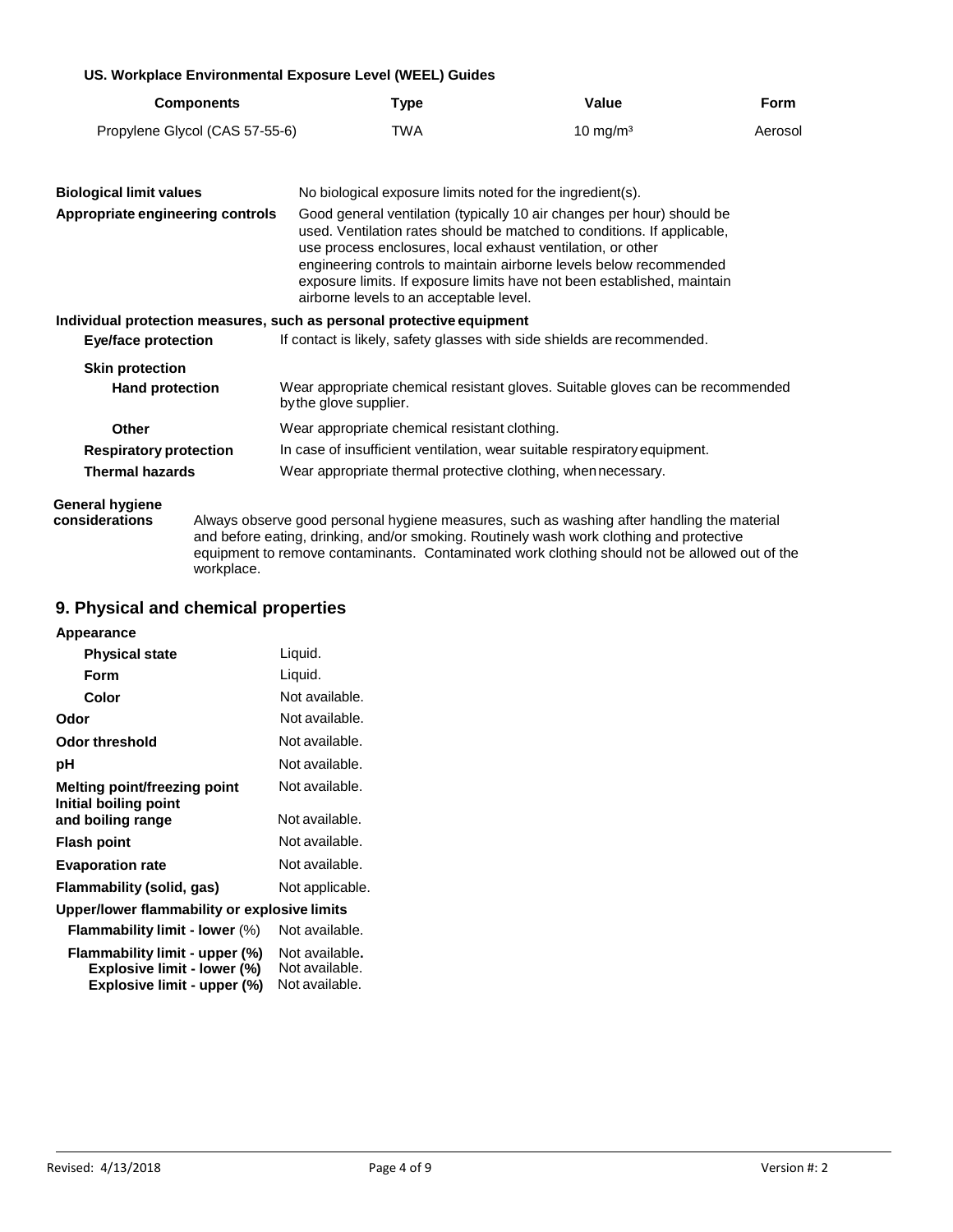**US. Workplace Environmental Exposure Level (WEEL) Guides**

| Components | Type | Value | Form |
|---|---|---|---|
| Propylene Glycol (CAS 57-55-6) | TWA | 10 mg/m³ | Aerosol |

**Biological limit values** No biological exposure limits noted for the ingredient(s).

**Appropriate engineering controls** Good general ventilation (typically 10 air changes per hour) should be used. Ventilation rates should be matched to conditions. If applicable, use process enclosures, local exhaust ventilation, or other engineering controls to maintain airborne levels below recommended exposure limits. If exposure limits have not been established, maintain airborne levels to an acceptable level.

**Individual protection measures, such as personal protective equipment**

**Eye/face protection** If contact is likely, safety glasses with side shields are recommended.

**Skin protection**

**Hand protection** Wear appropriate chemical resistant gloves. Suitable gloves can be recommended by the glove supplier.

**Other** Wear appropriate chemical resistant clothing.

**Respiratory protection** In case of insufficient ventilation, wear suitable respiratory equipment.

**Thermal hazards** Wear appropriate thermal protective clothing, when necessary.

**General hygiene considerations** Always observe good personal hygiene measures, such as washing after handling the material and before eating, drinking, and/or smoking. Routinely wash work clothing and protective equipment to remove contaminants. Contaminated work clothing should not be allowed out of the workplace.

## 9. Physical and chemical properties

**Appearance**

| | |
|---|---|
| **Physical state** | Liquid. |
| **Form** | Liquid. |
| **Color** | Not available. |
| **Odor** | Not available. |
| **Odor threshold** | Not available. |
| **pH** | Not available. |
| **Melting point/freezing point** | Not available. |
| **Initial boiling point and boiling range** | Not available. |
| **Flash point** | Not available. |
| **Evaporation rate** | Not available. |
| **Flammability (solid, gas)** | Not applicable. |

**Upper/lower flammability or explosive limits**

| | |
|---|---|
| **Flammability limit - lower** (%) | Not available. |
| **Flammability limit - upper (%)** | Not available. |
| **Explosive limit - lower (%)** | Not available. |
| **Explosive limit - upper (%)** | Not available. |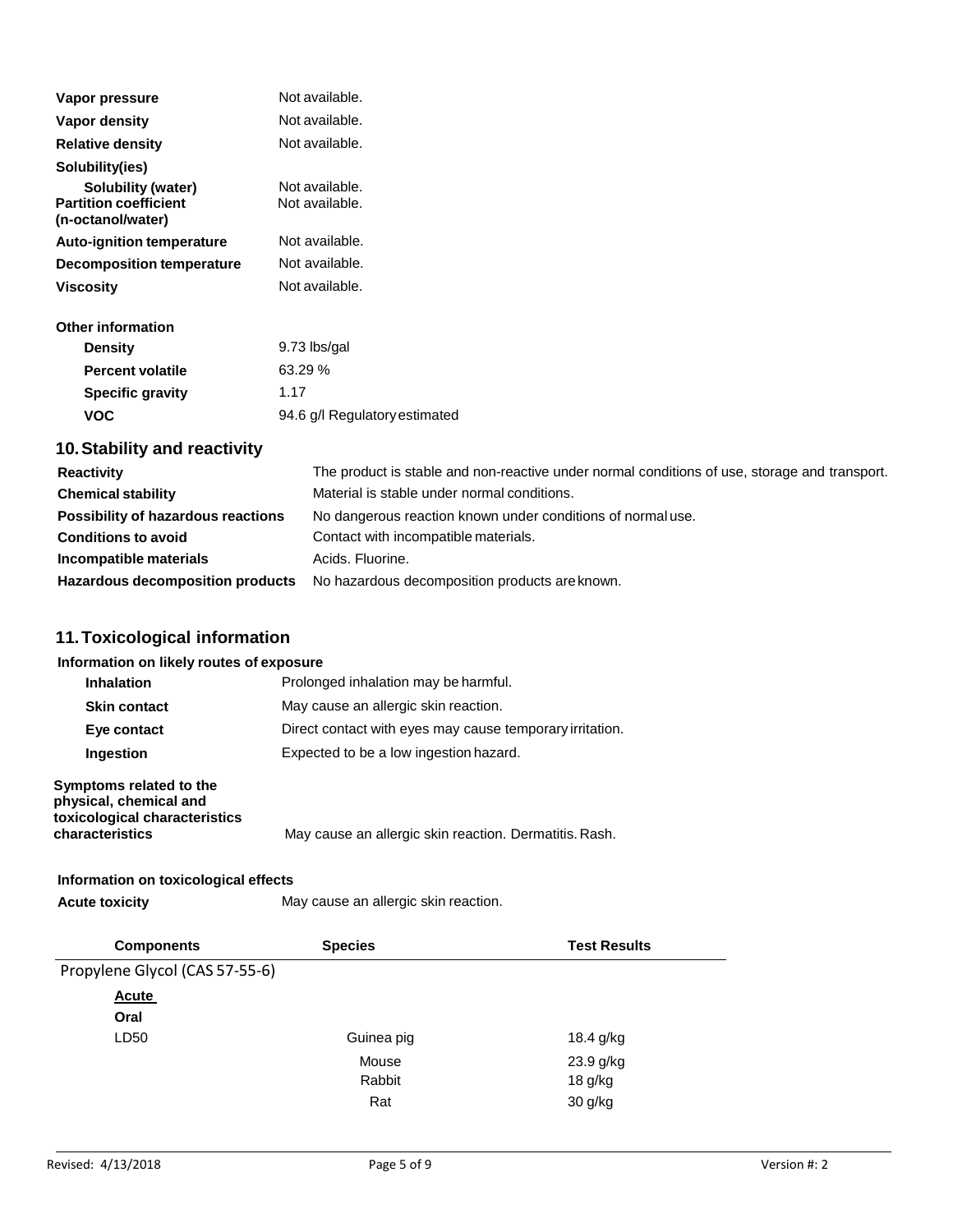| | |
|---|---|
| **Vapor pressure** | Not available. |
| **Vapor density** | Not available. |
| **Relative density** | Not available. |
| **Solubility(ies)** | |
| **Solubility (water)** | Not available. |
| **Partition coefficient (n-octanol/water)** | Not available. |
| **Auto-ignition temperature** | Not available. |
| **Decomposition temperature** | Not available. |
| **Viscosity** | Not available. |

**Other information**

| | |
|---|---|
| **Density** | 9.73 lbs/gal |
| **Percent volatile** | 63.29 % |
| **Specific gravity** | 1.17 |
| **VOC** | 94.6 g/l Regulatory estimated |

## 10. Stability and reactivity

| | |
|---|---|
| **Reactivity** | The product is stable and non-reactive under normal conditions of use, storage and transport. |
| **Chemical stability** | Material is stable under normal conditions. |
| **Possibility of hazardous reactions** | No dangerous reaction known under conditions of normal use. |
| **Conditions to avoid** | Contact with incompatible materials. |
| **Incompatible materials** | Acids. Fluorine. |
| **Hazardous decomposition products** | No hazardous decomposition products are known. |

## 11. Toxicological information

**Information on likely routes of exposure**

| | |
|---|---|
| **Inhalation** | Prolonged inhalation may be harmful. |
| **Skin contact** | May cause an allergic skin reaction. |
| **Eye contact** | Direct contact with eyes may cause temporary irritation. |
| **Ingestion** | Expected to be a low ingestion hazard. |
| **Symptoms related to the physical, chemical and toxicological characteristics characteristics** | May cause an allergic skin reaction. Dermatitis. Rash. |

**Information on toxicological effects**

**Acute toxicity** May cause an allergic skin reaction.

| Components | Species | Test Results |
|---|---|---|
| Propylene Glycol (CAS 57-55-6) | | |
| **Acute** | | |
| **Oral** | | |
| LD50 | Guinea pig | 18.4 g/kg |
| | Mouse | 23.9 g/kg |
| | Rabbit | 18 g/kg |
| | Rat | 30 g/kg |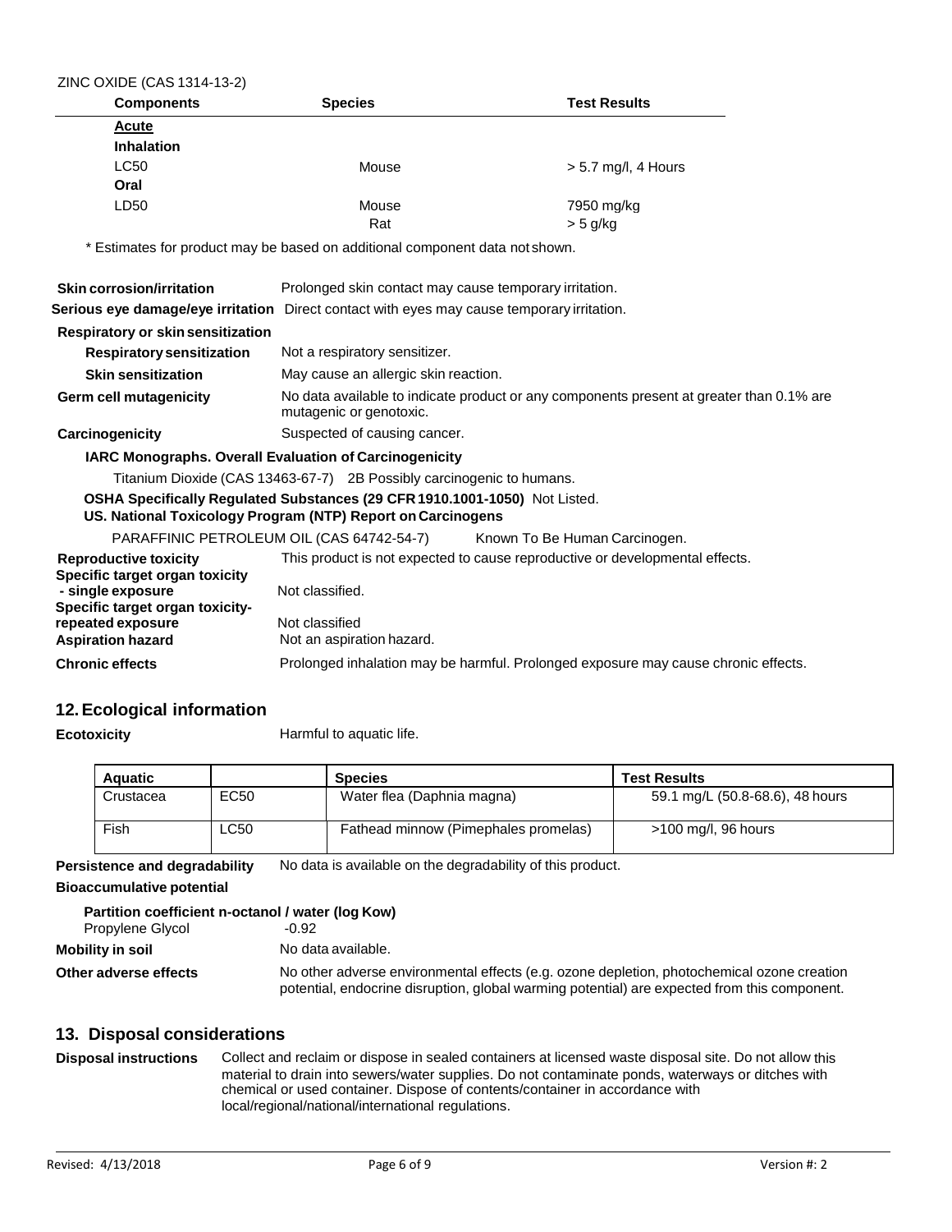ZINC OXIDE (CAS 1314-13-2)

| Components | Species | Test Results |
|---|---|---|
| **Acute** | | |
| **Inhalation** | | |
| LC50 | Mouse | > 5.7 mg/l, 4 Hours |
| **Oral** | | |
| LD50 | Mouse | 7950 mg/kg |
| | Rat | > 5 g/kg |

\* Estimates for product may be based on additional component data not shown.

**Skin corrosion/irritation** Prolonged skin contact may cause temporary irritation.

**Serious eye damage/eye irritation** Direct contact with eyes may cause temporary irritation.

**Respiratory or skin sensitization**

**Respiratory sensitization** Not a respiratory sensitizer.

**Skin sensitization** May cause an allergic skin reaction.

**Germ cell mutagenicity** No data available to indicate product or any components present at greater than 0.1% are mutagenic or genotoxic.

**Carcinogenicity** Suspected of causing cancer.

**IARC Monographs. Overall Evaluation of Carcinogenicity**

Titanium Dioxide (CAS 13463-67-7) 2B Possibly carcinogenic to humans.

**OSHA Specifically Regulated Substances (29 CFR 1910.1001-1050)** Not Listed.

**US. National Toxicology Program (NTP) Report on Carcinogens**

PARAFFINIC PETROLEUM OIL (CAS 64742-54-7) Known To Be Human Carcinogen.

**Reproductive toxicity** This product is not expected to cause reproductive or developmental effects.

**Specific target organ toxicity - single exposure** Not classified.

**Specific target organ toxicity-repeated exposure** Not classified

**Aspiration hazard** Not an aspiration hazard.

**Chronic effects** Prolonged inhalation may be harmful. Prolonged exposure may cause chronic effects.

## 12. Ecological information

**Ecotoxicity** Harmful to aquatic life.

| Aquatic | | Species | Test Results |
|---|---|---|---|
| Crustacea | EC50 | Water flea (Daphnia magna) | 59.1 mg/L (50.8-68.6), 48 hours |
| Fish | LC50 | Fathead minnow (Pimephales promelas) | >100 mg/l, 96 hours |

**Persistence and degradability** No data is available on the degradability of this product.

**Bioaccumulative potential**

**Partition coefficient n-octanol / water (log Kow)**

Propylene Glycol -0.92

**Mobility in soil** No data available.

**Other adverse effects** No other adverse environmental effects (e.g. ozone depletion, photochemical ozone creation potential, endocrine disruption, global warming potential) are expected from this component.

## 13. Disposal considerations

**Disposal instructions** Collect and reclaim or dispose in sealed containers at licensed waste disposal site. Do not allow this material to drain into sewers/water supplies. Do not contaminate ponds, waterways or ditches with chemical or used container. Dispose of contents/container in accordance with local/regional/national/international regulations.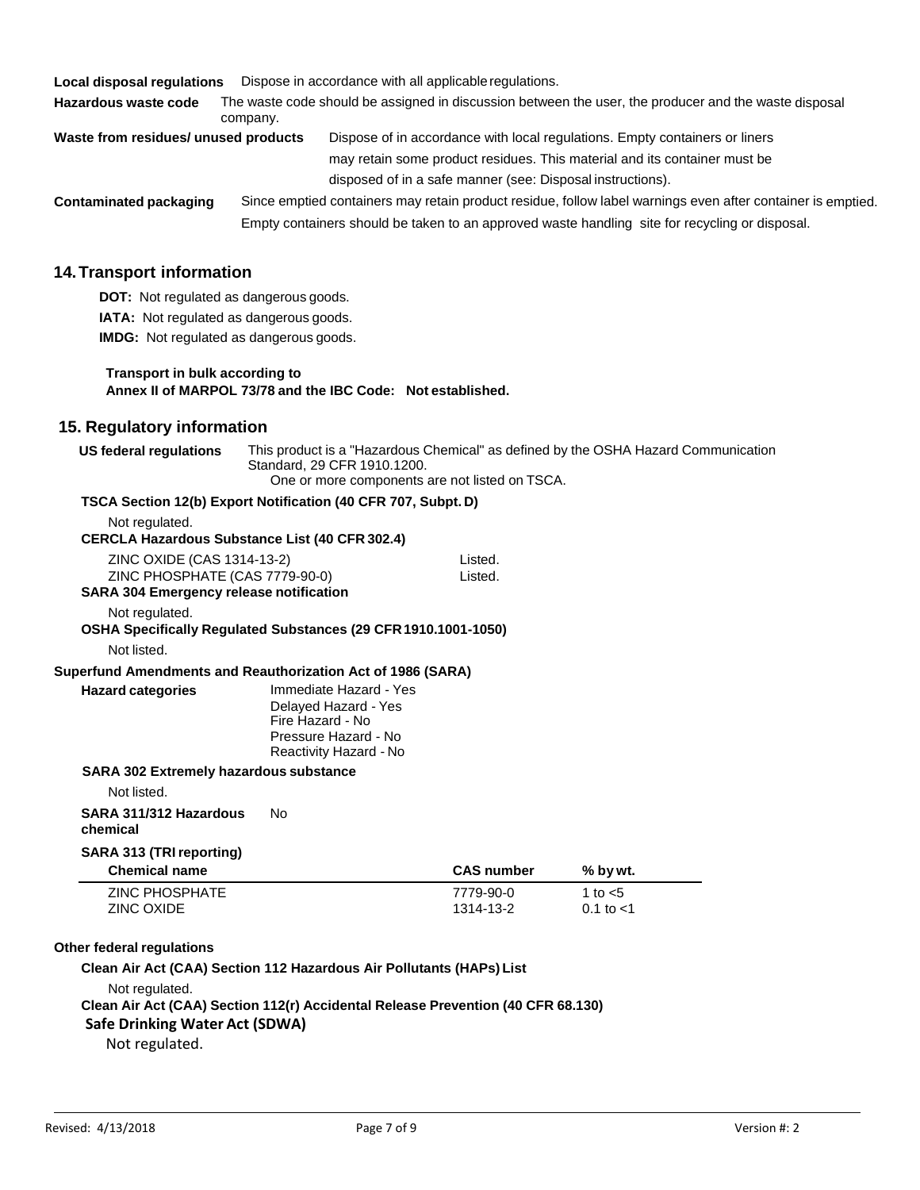**Local disposal regulations** Dispose in accordance with all applicable regulations.

**Hazardous waste code** The waste code should be assigned in discussion between the user, the producer and the waste disposal company.

**Waste from residues/ unused products** Dispose of in accordance with local regulations. Empty containers or liners may retain some product residues. This material and its container must be disposed of in a safe manner (see: Disposal instructions).

**Contaminated packaging** Since emptied containers may retain product residue, follow label warnings even after container is emptied. Empty containers should be taken to an approved waste handling site for recycling or disposal.

## 14. Transport information

**DOT:** Not regulated as dangerous goods.

**IATA:** Not regulated as dangerous goods.

**IMDG:** Not regulated as dangerous goods.

**Transport in bulk according to Annex II of MARPOL 73/78 and the IBC Code: Not established.**

## 15. Regulatory information

**US federal regulations** This product is a "Hazardous Chemical" as defined by the OSHA Hazard Communication Standard, 29 CFR 1910.1200.
One or more components are not listed on TSCA.

**TSCA Section 12(b) Export Notification (40 CFR 707, Subpt. D)**

Not regulated.

**CERCLA Hazardous Substance List (40 CFR 302.4)**

ZINC OXIDE (CAS 1314-13-2) Listed.
ZINC PHOSPHATE (CAS 7779-90-0) Listed.

**SARA 304 Emergency release notification**

Not regulated.

**OSHA Specifically Regulated Substances (29 CFR 1910.1001-1050)**

Not listed.

**Superfund Amendments and Reauthorization Act of 1986 (SARA)**

**Hazard categories**
Immediate Hazard - Yes
Delayed Hazard - Yes
Fire Hazard - No
Pressure Hazard - No
Reactivity Hazard - No

**SARA 302 Extremely hazardous substance**

Not listed.

**SARA 311/312 Hazardous chemical** No

**SARA 313 (TRI reporting)**

| Chemical name | CAS number | % by wt. |
|---|---|---|
| ZINC PHOSPHATE | 7779-90-0 | 1 to <5 |
| ZINC OXIDE | 1314-13-2 | 0.1 to <1 |

**Other federal regulations**

**Clean Air Act (CAA) Section 112 Hazardous Air Pollutants (HAPs) List**

Not regulated.

**Clean Air Act (CAA) Section 112(r) Accidental Release Prevention (40 CFR 68.130)**

**Safe Drinking Water Act (SDWA)**

Not regulated.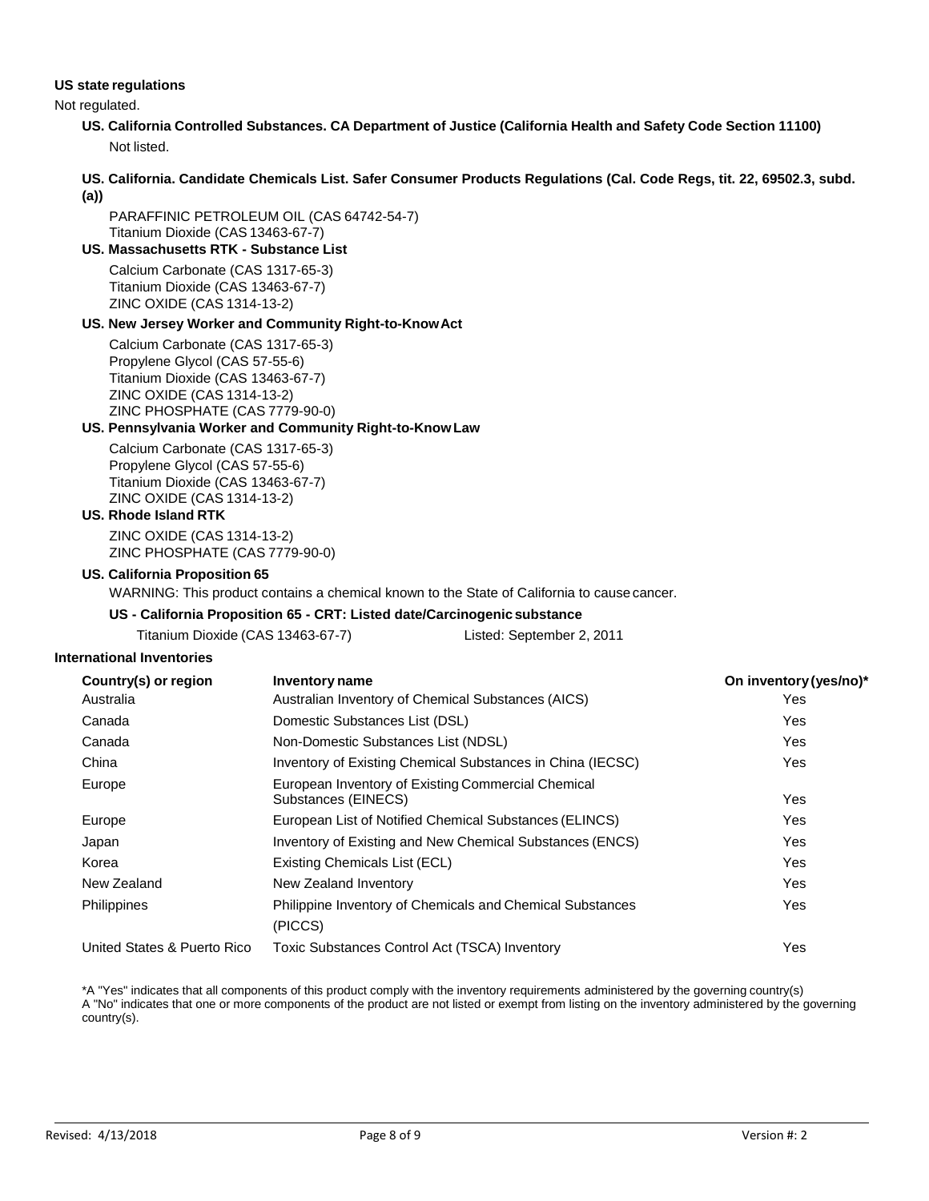**US state regulations**

Not regulated.

**US. California Controlled Substances. CA Department of Justice (California Health and Safety Code Section 11100)**

Not listed.

**US. California. Candidate Chemicals List. Safer Consumer Products Regulations (Cal. Code Regs, tit. 22, 69502.3, subd. (a))**

PARAFFINIC PETROLEUM OIL (CAS 64742-54-7)
Titanium Dioxide (CAS 13463-67-7)

**US. Massachusetts RTK - Substance List**

Calcium Carbonate (CAS 1317-65-3)
Titanium Dioxide (CAS 13463-67-7)
ZINC OXIDE (CAS 1314-13-2)

**US. New Jersey Worker and Community Right-to-Know Act**

Calcium Carbonate (CAS 1317-65-3)
Propylene Glycol (CAS 57-55-6)
Titanium Dioxide (CAS 13463-67-7)
ZINC OXIDE (CAS 1314-13-2)
ZINC PHOSPHATE (CAS 7779-90-0)

**US. Pennsylvania Worker and Community Right-to-Know Law**

Calcium Carbonate (CAS 1317-65-3)
Propylene Glycol (CAS 57-55-6)
Titanium Dioxide (CAS 13463-67-7)
ZINC OXIDE (CAS 1314-13-2)

**US. Rhode Island RTK**

ZINC OXIDE (CAS 1314-13-2)
ZINC PHOSPHATE (CAS 7779-90-0)

**US. California Proposition 65**

WARNING: This product contains a chemical known to the State of California to cause cancer.

**US - California Proposition 65 - CRT: Listed date/Carcinogenic substance**

| | |
|---|---|
| Titanium Dioxide (CAS 13463-67-7) | Listed: September 2, 2011 |

**International Inventories**

| Country(s) or region | Inventory name | On inventory (yes/no)* |
|---|---|---|
| Australia | Australian Inventory of Chemical Substances (AICS) | Yes |
| Canada | Domestic Substances List (DSL) | Yes |
| Canada | Non-Domestic Substances List (NDSL) | Yes |
| China | Inventory of Existing Chemical Substances in China (IECSC) | Yes |
| Europe | European Inventory of Existing Commercial Chemical Substances (EINECS) | Yes |
| Europe | European List of Notified Chemical Substances (ELINCS) | Yes |
| Japan | Inventory of Existing and New Chemical Substances (ENCS) | Yes |
| Korea | Existing Chemicals List (ECL) | Yes |
| New Zealand | New Zealand Inventory | Yes |
| Philippines | Philippine Inventory of Chemicals and Chemical Substances (PICCS) | Yes |
| United States & Puerto Rico | Toxic Substances Control Act (TSCA) Inventory | Yes |

*A "Yes" indicates that all components of this product comply with the inventory requirements administered by the governing country(s)
A "No" indicates that one or more components of the product are not listed or exempt from listing on the inventory administered by the governing country(s).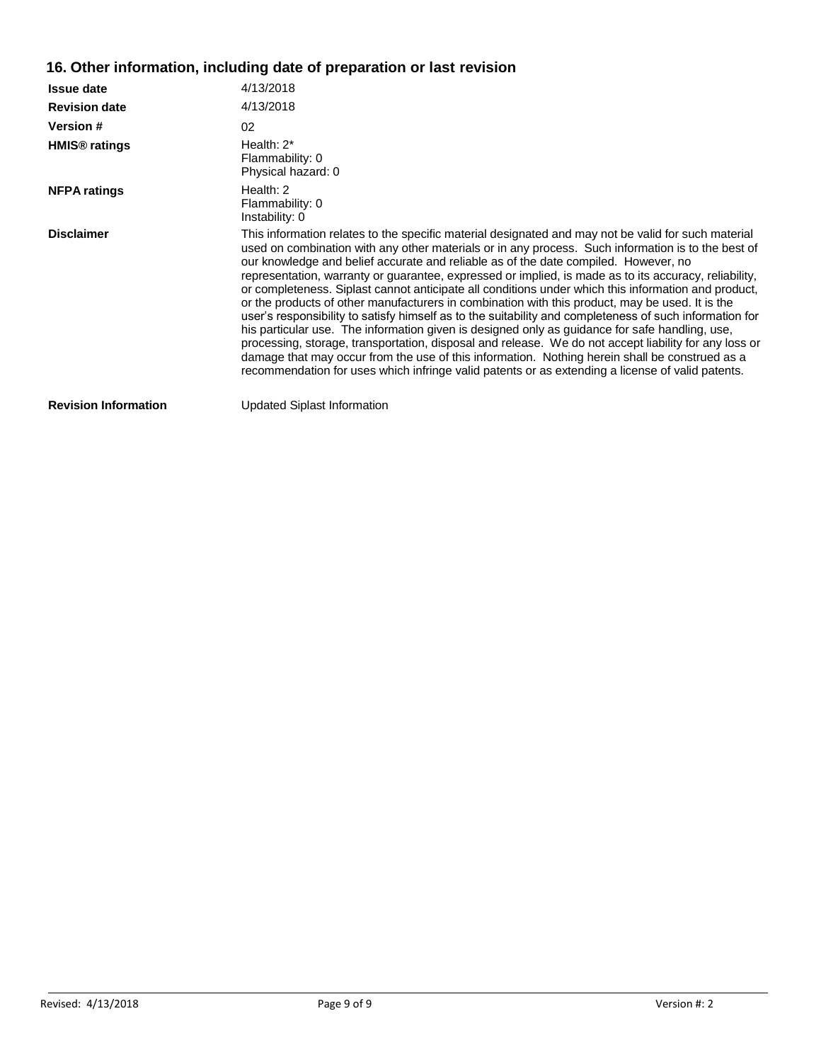## 16. Other information, including date of preparation or last revision

| | |
|---|---|
| **Issue date** | 4/13/2018 |
| **Revision date** | 4/13/2018 |
| **Version #** | 02 |
| **HMIS® ratings** | Health: 2*<br>Flammability: 0<br>Physical hazard: 0 |
| **NFPA ratings** | Health: 2<br>Flammability: 0<br>Instability: 0 |
| **Disclaimer** | This information relates to the specific material designated and may not be valid for such material used on combination with any other materials or in any process. Such information is to the best of our knowledge and belief accurate and reliable as of the date compiled. However, no representation, warranty or guarantee, expressed or implied, is made as to its accuracy, reliability, or completeness. Siplast cannot anticipate all conditions under which this information and product, or the products of other manufacturers in combination with this product, may be used. It is the user's responsibility to satisfy himself as to the suitability and completeness of such information for his particular use. The information given is designed only as guidance for safe handling, use, processing, storage, transportation, disposal and release. We do not accept liability for any loss or damage that may occur from the use of this information. Nothing herein shall be construed as a recommendation for uses which infringe valid patents or as extending a license of valid patents. |
| **Revision Information** | Updated Siplast Information |